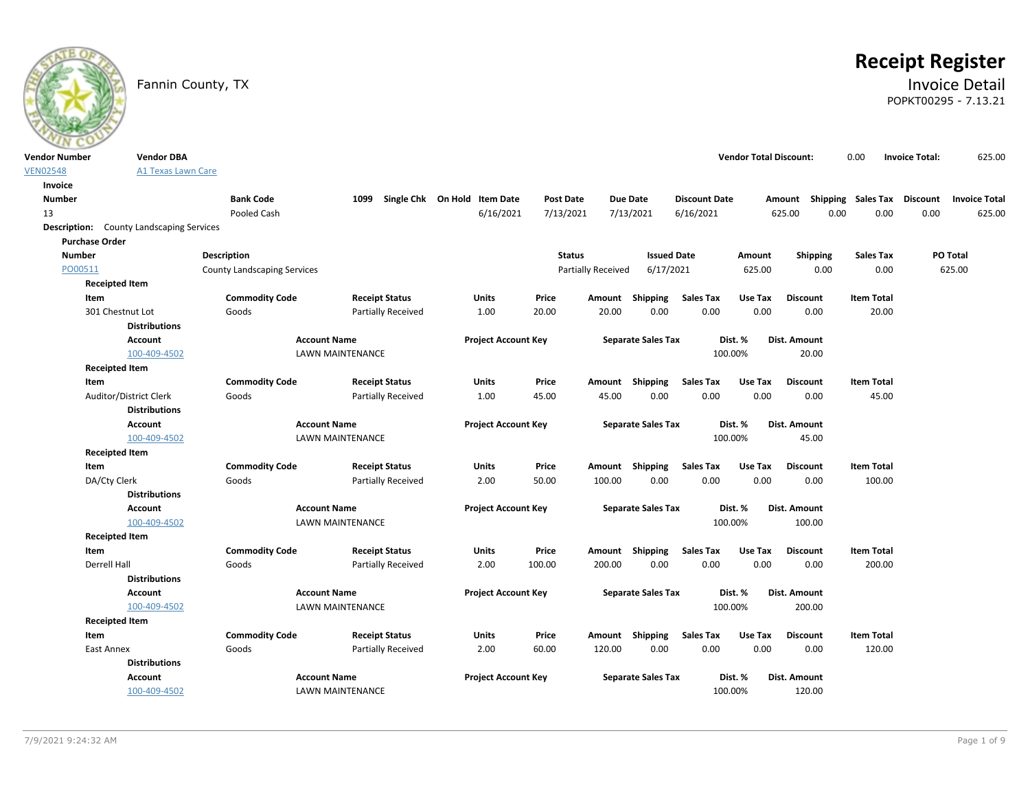Fannin County, TX

# Receipt Register

## Invoice Detail

POPKT00295 - 7.13.21

| Vendor Number | Vendor DBA | Vendor Total Discount: | 0.00 | Invoice Total: | 625.00 |
|---|---|---|---|---|---|
| VEN02548 | A1 Texas Lawn Care | | | | |

**Invoice**

| Number | Bank Code | 1099 | Single Chk | On Hold | Item Date | Post Date | Due Date | Discount Date | Amount | Shipping | Sales Tax | Discount | Invoice Total |
|---|---|---|---|---|---|---|---|---|---|---|---|---|---|
| 13 | Pooled Cash | | | | 6/16/2021 | 7/13/2021 | 7/13/2021 | 6/16/2021 | 625.00 | 0.00 | 0.00 | 0.00 | 625.00 |

**Description:** County Landscaping Services

**Purchase Order**

| Number | Description | Status | Issued Date | Amount | Shipping | Sales Tax | PO Total |
|---|---|---|---|---|---|---|---|
| PO00511 | County Landscaping Services | Partially Received | 6/17/2021 | 625.00 | 0.00 | 0.00 | 625.00 |

**Receipted Item**

| Item | Commodity Code | Receipt Status | Units | Price | Amount | Shipping | Sales Tax | Use Tax | Discount | Item Total |
|---|---|---|---|---|---|---|---|---|---|---|
| 301 Chestnut Lot | Goods | Partially Received | 1.00 | 20.00 | 20.00 | 0.00 | 0.00 | 0.00 | 0.00 | 20.00 |

**Distributions**

| Account | Account Name | Project Account Key | Separate Sales Tax | Dist. % | Dist. Amount |
|---|---|---|---|---|---|
| 100-409-4502 | LAWN MAINTENANCE | | | 100.00% | 20.00 |

**Receipted Item**

| Item | Commodity Code | Receipt Status | Units | Price | Amount | Shipping | Sales Tax | Use Tax | Discount | Item Total |
|---|---|---|---|---|---|---|---|---|---|---|
| Auditor/District Clerk | Goods | Partially Received | 1.00 | 45.00 | 45.00 | 0.00 | 0.00 | 0.00 | 0.00 | 45.00 |

**Distributions**

| Account | Account Name | Project Account Key | Separate Sales Tax | Dist. % | Dist. Amount |
|---|---|---|---|---|---|
| 100-409-4502 | LAWN MAINTENANCE | | | 100.00% | 45.00 |

**Receipted Item**

| Item | Commodity Code | Receipt Status | Units | Price | Amount | Shipping | Sales Tax | Use Tax | Discount | Item Total |
|---|---|---|---|---|---|---|---|---|---|---|
| DA/Cty Clerk | Goods | Partially Received | 2.00 | 50.00 | 100.00 | 0.00 | 0.00 | 0.00 | 0.00 | 100.00 |

**Distributions**

| Account | Account Name | Project Account Key | Separate Sales Tax | Dist. % | Dist. Amount |
|---|---|---|---|---|---|
| 100-409-4502 | LAWN MAINTENANCE | | | 100.00% | 100.00 |

**Receipted Item**

| Item | Commodity Code | Receipt Status | Units | Price | Amount | Shipping | Sales Tax | Use Tax | Discount | Item Total |
|---|---|---|---|---|---|---|---|---|---|---|
| Derrell Hall | Goods | Partially Received | 2.00 | 100.00 | 200.00 | 0.00 | 0.00 | 0.00 | 0.00 | 200.00 |

**Distributions**

| Account | Account Name | Project Account Key | Separate Sales Tax | Dist. % | Dist. Amount |
|---|---|---|---|---|---|
| 100-409-4502 | LAWN MAINTENANCE | | | 100.00% | 200.00 |

**Receipted Item**

| Item | Commodity Code | Receipt Status | Units | Price | Amount | Shipping | Sales Tax | Use Tax | Discount | Item Total |
|---|---|---|---|---|---|---|---|---|---|---|
| East Annex | Goods | Partially Received | 2.00 | 60.00 | 120.00 | 0.00 | 0.00 | 0.00 | 0.00 | 120.00 |

**Distributions**

| Account | Account Name | Project Account Key | Separate Sales Tax | Dist. % | Dist. Amount |
|---|---|---|---|---|---|
| 100-409-4502 | LAWN MAINTENANCE | | | 100.00% | 120.00 |

7/9/2021 9:24:32 AM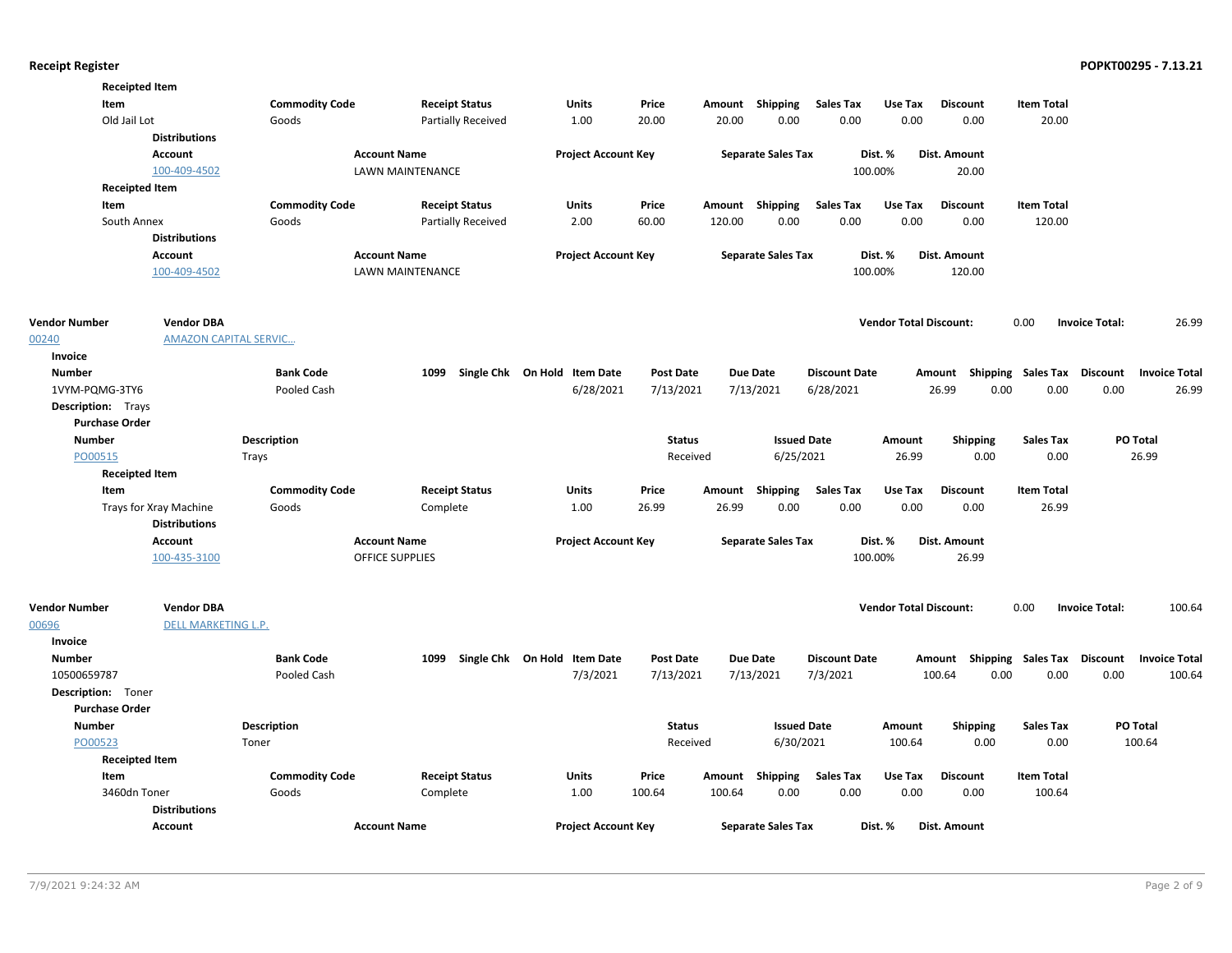**Receipted Item**

| Item | Commodity Code | Receipt Status | Units | Price | Amount | Shipping | Sales Tax | Use Tax | Discount | Item Total |
|---|---|---|---|---|---|---|---|---|---|---|
| Old Jail Lot | Goods | Partially Received | 1.00 | 20.00 | 20.00 | 0.00 | 0.00 | 0.00 | 0.00 | 20.00 |

**Distributions**

| Account | Account Name | Project Account Key | Separate Sales Tax | Dist. % | Dist. Amount |
|---|---|---|---|---|---|
| 100-409-4502 | LAWN MAINTENANCE | | | 100.00% | 20.00 |

**Receipted Item**

| Item | Commodity Code | Receipt Status | Units | Price | Amount | Shipping | Sales Tax | Use Tax | Discount | Item Total |
|---|---|---|---|---|---|---|---|---|---|---|
| South Annex | Goods | Partially Received | 2.00 | 60.00 | 120.00 | 0.00 | 0.00 | 0.00 | 0.00 | 120.00 |

**Distributions**

| Account | Account Name | Project Account Key | Separate Sales Tax | Dist. % | Dist. Amount |
|---|---|---|---|---|---|
| 100-409-4502 | LAWN MAINTENANCE | | | 100.00% | 120.00 |

| Vendor Number | Vendor DBA | Vendor Total Discount: | Invoice Total: |
|---|---|---|---|
| 00240 | AMAZON CAPITAL SERVIC... | 0.00 | 26.99 |

**Invoice**

| Number | Bank Code | 1099 | Single Chk | On Hold | Item Date | Post Date | Due Date | Discount Date | Amount | Shipping | Sales Tax | Discount | Invoice Total |
|---|---|---|---|---|---|---|---|---|---|---|---|---|---|
| 1VYM-PQMG-3TY6 | Pooled Cash | | | | 6/28/2021 | 7/13/2021 | 7/13/2021 | 6/28/2021 | 26.99 | 0.00 | 0.00 | 0.00 | 26.99 |

**Description:** Trays

**Purchase Order**

| Number | Description | Status | Issued Date | Amount | Shipping | Sales Tax | PO Total |
|---|---|---|---|---|---|---|---|
| PO00515 | Trays | Received | 6/25/2021 | 26.99 | 0.00 | 0.00 | 26.99 |

**Receipted Item**

| Item | Commodity Code | Receipt Status | Units | Price | Amount | Shipping | Sales Tax | Use Tax | Discount | Item Total |
|---|---|---|---|---|---|---|---|---|---|---|
| Trays for Xray Machine | Goods | Complete | 1.00 | 26.99 | 26.99 | 0.00 | 0.00 | 0.00 | 0.00 | 26.99 |

**Distributions**

| Account | Account Name | Project Account Key | Separate Sales Tax | Dist. % | Dist. Amount |
|---|---|---|---|---|---|
| 100-435-3100 | OFFICE SUPPLIES | | | 100.00% | 26.99 |

| Vendor Number | Vendor DBA | Vendor Total Discount: | Invoice Total: |
|---|---|---|---|
| 00696 | DELL MARKETING L.P. | 0.00 | 100.64 |

**Invoice**

| Number | Bank Code | 1099 | Single Chk | On Hold | Item Date | Post Date | Due Date | Discount Date | Amount | Shipping | Sales Tax | Discount | Invoice Total |
|---|---|---|---|---|---|---|---|---|---|---|---|---|---|
| 10500659787 | Pooled Cash | | | | 7/3/2021 | 7/13/2021 | 7/13/2021 | 7/3/2021 | 100.64 | 0.00 | 0.00 | 0.00 | 100.64 |

**Description:** Toner

**Purchase Order**

| Number | Description | Status | Issued Date | Amount | Shipping | Sales Tax | PO Total |
|---|---|---|---|---|---|---|---|
| PO00523 | Toner | Received | 6/30/2021 | 100.64 | 0.00 | 0.00 | 100.64 |

**Receipted Item**

| Item | Commodity Code | Receipt Status | Units | Price | Amount | Shipping | Sales Tax | Use Tax | Discount | Item Total |
|---|---|---|---|---|---|---|---|---|---|---|
| 3460dn Toner | Goods | Complete | 1.00 | 100.64 | 100.64 | 0.00 | 0.00 | 0.00 | 0.00 | 100.64 |

**Distributions**

| Account | Account Name | Project Account Key | Separate Sales Tax | Dist. % | Dist. Amount |
|---|---|---|---|---|---|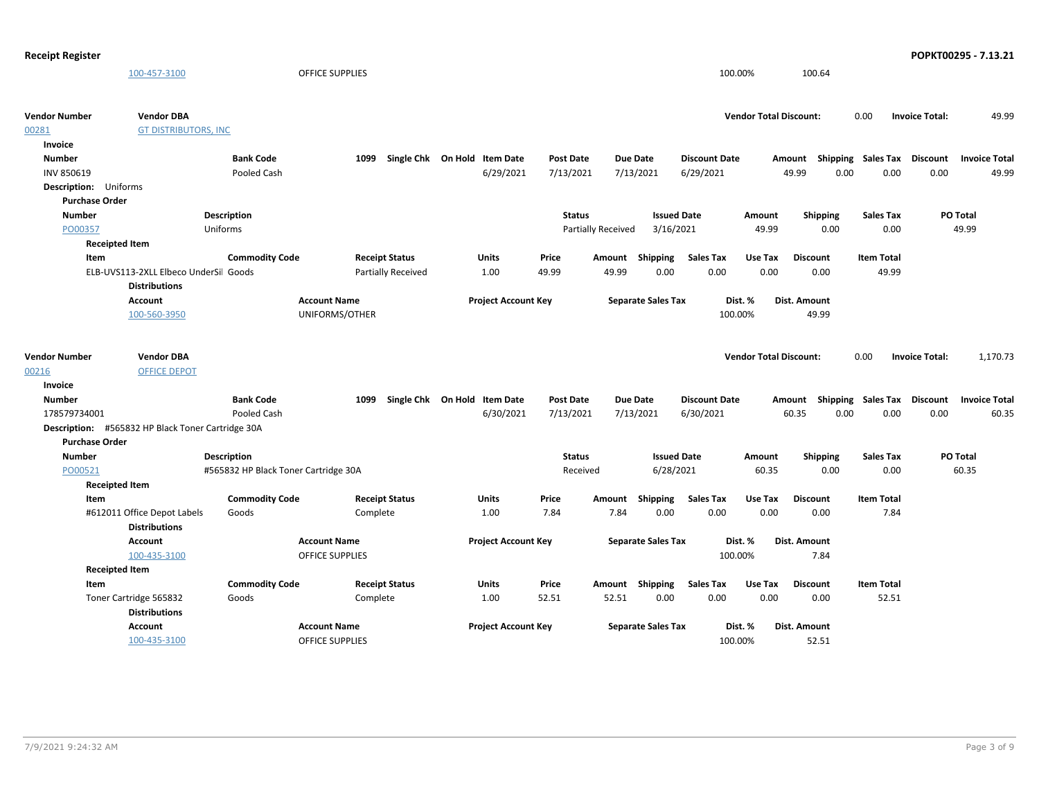| Account | Account Name | Project Account Key | Separate Sales Tax | Dist. % | Dist. Amount |
|---|---|---|---|---|---|
| 100-457-3100 | OFFICE SUPPLIES | | | 100.00% | 100.64 |

**Vendor Number** 00281 **Vendor DBA** GT DISTRIBUTORS, INC — **Vendor Total Discount:** 0.00 **Invoice Total:** 49.99

**Invoice**

| Number | Bank Code | 1099 | Single Chk | On Hold | Item Date | Post Date | Due Date | Discount Date | Amount | Shipping | Sales Tax | Discount | Invoice Total |
|---|---|---|---|---|---|---|---|---|---|---|---|---|---|
| INV 850619 | Pooled Cash | | | | 6/29/2021 | 7/13/2021 | 7/13/2021 | 6/29/2021 | 49.99 | 0.00 | 0.00 | 0.00 | 49.99 |

**Description:** Uniforms

**Purchase Order**

| Number | Description | Status | Issued Date | Amount | Shipping | Sales Tax | PO Total |
|---|---|---|---|---|---|---|---|
| PO00357 | Uniforms | Partially Received | 3/16/2021 | 49.99 | 0.00 | 0.00 | 49.99 |

**Receipted Item**

| Item | Commodity Code | Receipt Status | Units | Price | Amount | Shipping | Sales Tax | Use Tax | Discount | Item Total |
|---|---|---|---|---|---|---|---|---|---|---|
| ELB-UVS113-2XLL Elbeco UnderSil | Goods | Partially Received | 1.00 | 49.99 | 49.99 | 0.00 | 0.00 | 0.00 | 0.00 | 49.99 |

**Distributions**

| Account | Account Name | Project Account Key | Separate Sales Tax | Dist. % | Dist. Amount |
|---|---|---|---|---|---|
| 100-560-3950 | UNIFORMS/OTHER | | | 100.00% | 49.99 |

**Vendor Number** 00216 **Vendor DBA** OFFICE DEPOT — **Vendor Total Discount:** 0.00 **Invoice Total:** 1,170.73

**Invoice**

| Number | Bank Code | 1099 | Single Chk | On Hold | Item Date | Post Date | Due Date | Discount Date | Amount | Shipping | Sales Tax | Discount | Invoice Total |
|---|---|---|---|---|---|---|---|---|---|---|---|---|---|
| 178579734001 | Pooled Cash | | | | 6/30/2021 | 7/13/2021 | 7/13/2021 | 6/30/2021 | 60.35 | 0.00 | 0.00 | 0.00 | 60.35 |

**Description:** #565832 HP Black Toner Cartridge 30A

**Purchase Order**

| Number | Description | Status | Issued Date | Amount | Shipping | Sales Tax | PO Total |
|---|---|---|---|---|---|---|---|
| PO00521 | #565832 HP Black Toner Cartridge 30A | Received | 6/28/2021 | 60.35 | 0.00 | 0.00 | 60.35 |

**Receipted Item**

| Item | Commodity Code | Receipt Status | Units | Price | Amount | Shipping | Sales Tax | Use Tax | Discount | Item Total |
|---|---|---|---|---|---|---|---|---|---|---|
| #612011 Office Depot Labels | Goods | Complete | 1.00 | 7.84 | 7.84 | 0.00 | 0.00 | 0.00 | 0.00 | 7.84 |

**Distributions**

| Account | Account Name | Project Account Key | Separate Sales Tax | Dist. % | Dist. Amount |
|---|---|---|---|---|---|
| 100-435-3100 | OFFICE SUPPLIES | | | 100.00% | 7.84 |

**Receipted Item**

| Item | Commodity Code | Receipt Status | Units | Price | Amount | Shipping | Sales Tax | Use Tax | Discount | Item Total |
|---|---|---|---|---|---|---|---|---|---|---|
| Toner Cartridge 565832 | Goods | Complete | 1.00 | 52.51 | 52.51 | 0.00 | 0.00 | 0.00 | 0.00 | 52.51 |

**Distributions**

| Account | Account Name | Project Account Key | Separate Sales Tax | Dist. % | Dist. Amount |
|---|---|---|---|---|---|
| 100-435-3100 | OFFICE SUPPLIES | | | 100.00% | 52.51 |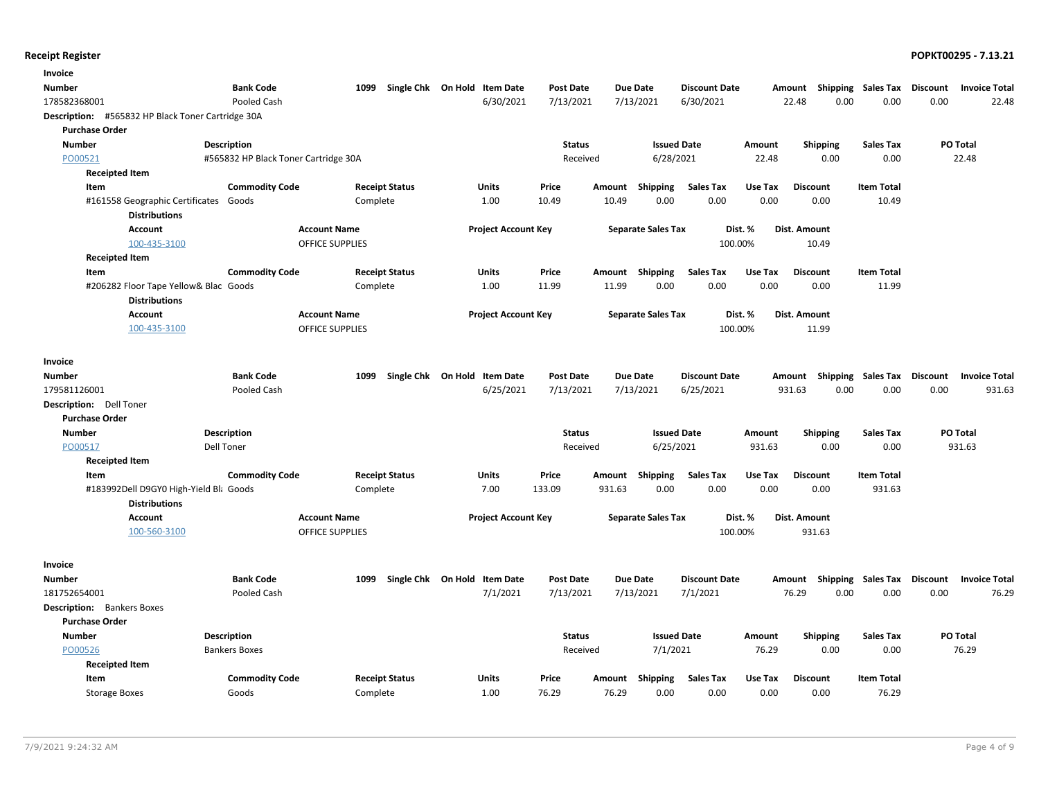**Receipt Register**

**POPKT00295 - 7.13.21**

**Invoice**

| Number | Bank Code | 1099 | Single Chk | On Hold | Item Date | Post Date | Due Date | Discount Date | Amount | Shipping | Sales Tax | Discount | Invoice Total |
|---|---|---|---|---|---|---|---|---|---|---|---|---|---|
| 178582368001 | Pooled Cash | | | | 6/30/2021 | 7/13/2021 | 7/13/2021 | 6/30/2021 | 22.48 | 0.00 | 0.00 | 0.00 | 22.48 |

**Description:** #565832 HP Black Toner Cartridge 30A

**Purchase Order**

| Number | Description | Status | Issued Date | Amount | Shipping | Sales Tax | PO Total |
|---|---|---|---|---|---|---|---|
| PO00521 | #565832 HP Black Toner Cartridge 30A | Received | 6/28/2021 | 22.48 | 0.00 | 0.00 | 22.48 |

**Receipted Item**

| Item | Commodity Code | Receipt Status | Units | Price | Amount | Shipping | Sales Tax | Use Tax | Discount | Item Total |
|---|---|---|---|---|---|---|---|---|---|---|
| #161558 Geographic Certificates | Goods | Complete | 1.00 | 10.49 | 10.49 | 0.00 | 0.00 | 0.00 | 0.00 | 10.49 |

**Distributions**

| Account | Account Name | Project Account Key | Separate Sales Tax | Dist. % | Dist. Amount |
|---|---|---|---|---|---|
| 100-435-3100 | OFFICE SUPPLIES | | | 100.00% | 10.49 |

**Receipted Item**

| Item | Commodity Code | Receipt Status | Units | Price | Amount | Shipping | Sales Tax | Use Tax | Discount | Item Total |
|---|---|---|---|---|---|---|---|---|---|---|
| #206282 Floor Tape Yellow& Blac | Goods | Complete | 1.00 | 11.99 | 11.99 | 0.00 | 0.00 | 0.00 | 0.00 | 11.99 |

**Distributions**

| Account | Account Name | Project Account Key | Separate Sales Tax | Dist. % | Dist. Amount |
|---|---|---|---|---|---|
| 100-435-3100 | OFFICE SUPPLIES | | | 100.00% | 11.99 |

**Invoice**

| Number | Bank Code | 1099 | Single Chk | On Hold | Item Date | Post Date | Due Date | Discount Date | Amount | Shipping | Sales Tax | Discount | Invoice Total |
|---|---|---|---|---|---|---|---|---|---|---|---|---|---|
| 179581126001 | Pooled Cash | | | | 6/25/2021 | 7/13/2021 | 7/13/2021 | 6/25/2021 | 931.63 | 0.00 | 0.00 | 0.00 | 931.63 |

**Description:** Dell Toner

**Purchase Order**

| Number | Description | Status | Issued Date | Amount | Shipping | Sales Tax | PO Total |
|---|---|---|---|---|---|---|---|
| PO00517 | Dell Toner | Received | 6/25/2021 | 931.63 | 0.00 | 0.00 | 931.63 |

**Receipted Item**

| Item | Commodity Code | Receipt Status | Units | Price | Amount | Shipping | Sales Tax | Use Tax | Discount | Item Total |
|---|---|---|---|---|---|---|---|---|---|---|
| #183992Dell D9GY0 High-Yield Bl | Goods | Complete | 7.00 | 133.09 | 931.63 | 0.00 | 0.00 | 0.00 | 0.00 | 931.63 |

**Distributions**

| Account | Account Name | Project Account Key | Separate Sales Tax | Dist. % | Dist. Amount |
|---|---|---|---|---|---|
| 100-560-3100 | OFFICE SUPPLIES | | | 100.00% | 931.63 |

**Invoice**

| Number | Bank Code | 1099 | Single Chk | On Hold | Item Date | Post Date | Due Date | Discount Date | Amount | Shipping | Sales Tax | Discount | Invoice Total |
|---|---|---|---|---|---|---|---|---|---|---|---|---|---|
| 181752654001 | Pooled Cash | | | | 7/1/2021 | 7/13/2021 | 7/13/2021 | 7/1/2021 | 76.29 | 0.00 | 0.00 | 0.00 | 76.29 |

**Description:** Bankers Boxes

**Purchase Order**

| Number | Description | Status | Issued Date | Amount | Shipping | Sales Tax | PO Total |
|---|---|---|---|---|---|---|---|
| PO00526 | Bankers Boxes | Received | 7/1/2021 | 76.29 | 0.00 | 0.00 | 76.29 |

**Receipted Item**

| Item | Commodity Code | Receipt Status | Units | Price | Amount | Shipping | Sales Tax | Use Tax | Discount | Item Total |
|---|---|---|---|---|---|---|---|---|---|---|
| Storage Boxes | Goods | Complete | 1.00 | 76.29 | 76.29 | 0.00 | 0.00 | 0.00 | 0.00 | 76.29 |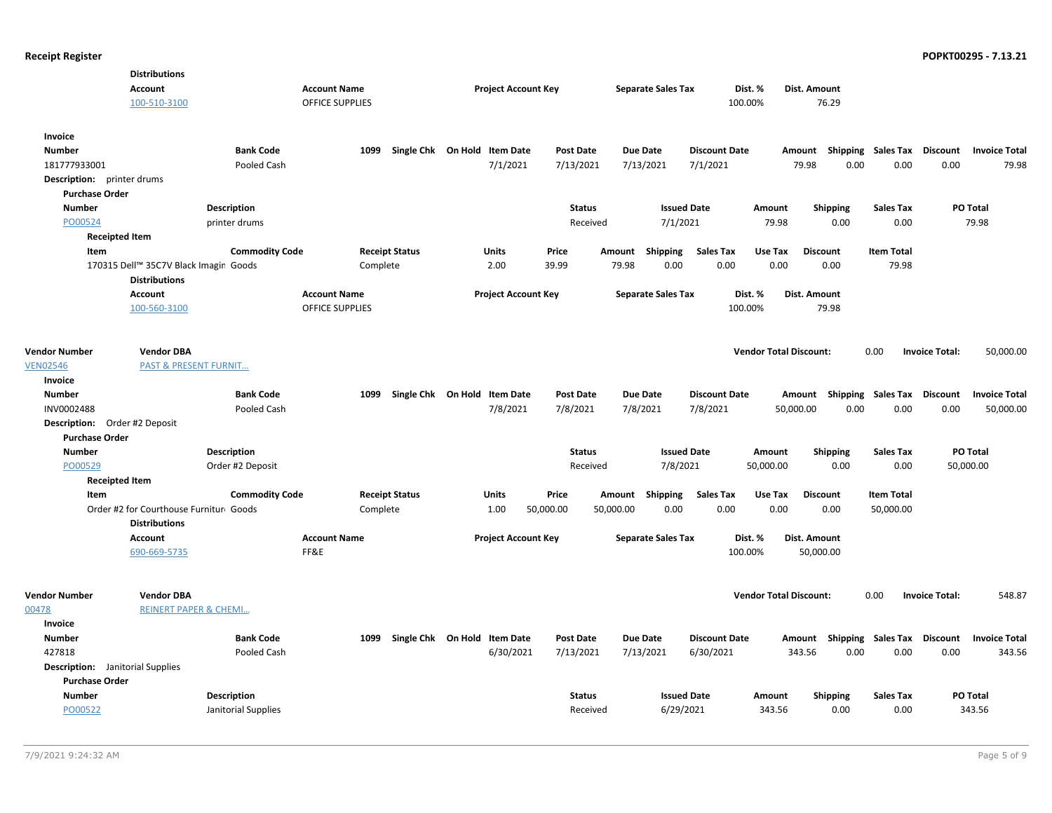**Distributions**

| Account | Account Name | Project Account Key | Separate Sales Tax | Dist. % | Dist. Amount |
|---|---|---|---|---|---|
| 100-510-3100 | OFFICE SUPPLIES | | | 100.00% | 76.29 |

**Invoice**

| Number | Bank Code | 1099 | Single Chk | On Hold | Item Date | Post Date | Due Date | Discount Date | Amount | Shipping | Sales Tax | Discount | Invoice Total |
|---|---|---|---|---|---|---|---|---|---|---|---|---|---|
| 181777933001 | Pooled Cash | | | | 7/1/2021 | 7/13/2021 | 7/13/2021 | 7/1/2021 | 79.98 | 0.00 | 0.00 | 0.00 | 79.98 |

**Description:** printer drums

**Purchase Order**

| Number | Description | Status | Issued Date | Amount | Shipping | Sales Tax | PO Total |
|---|---|---|---|---|---|---|---|
| PO00524 | printer drums | Received | 7/1/2021 | 79.98 | 0.00 | 0.00 | 79.98 |

**Receipted Item**

| Item | Commodity Code | Receipt Status | Units | Price | Amount | Shipping | Sales Tax | Use Tax | Discount | Item Total |
|---|---|---|---|---|---|---|---|---|---|---|
| 170315 Dell™ 35C7V Black Imagin | Goods | Complete | 2.00 | 39.99 | 79.98 | 0.00 | 0.00 | 0.00 | 0.00 | 79.98 |

**Distributions**

| Account | Account Name | Project Account Key | Separate Sales Tax | Dist. % | Dist. Amount |
|---|---|---|---|---|---|
| 100-560-3100 | OFFICE SUPPLIES | | | 100.00% | 79.98 |

| Vendor Number | Vendor DBA | Vendor Total Discount: | Invoice Total: |
|---|---|---|---|
| VEN02546 | PAST & PRESENT FURNIT... | 0.00 | 50,000.00 |

**Invoice**

| Number | Bank Code | 1099 | Single Chk | On Hold | Item Date | Post Date | Due Date | Discount Date | Amount | Shipping | Sales Tax | Discount | Invoice Total |
|---|---|---|---|---|---|---|---|---|---|---|---|---|---|
| INV0002488 | Pooled Cash | | | | 7/8/2021 | 7/8/2021 | 7/8/2021 | 7/8/2021 | 50,000.00 | 0.00 | 0.00 | 0.00 | 50,000.00 |

**Description:** Order #2 Deposit

**Purchase Order**

| Number | Description | Status | Issued Date | Amount | Shipping | Sales Tax | PO Total |
|---|---|---|---|---|---|---|---|
| PO00529 | Order #2 Deposit | Received | 7/8/2021 | 50,000.00 | 0.00 | 0.00 | 50,000.00 |

**Receipted Item**

| Item | Commodity Code | Receipt Status | Units | Price | Amount | Shipping | Sales Tax | Use Tax | Discount | Item Total |
|---|---|---|---|---|---|---|---|---|---|---|
| Order #2 for Courthouse Furnitur | Goods | Complete | 1.00 | 50,000.00 | 50,000.00 | 0.00 | 0.00 | 0.00 | 0.00 | 50,000.00 |

**Distributions**

| Account | Account Name | Project Account Key | Separate Sales Tax | Dist. % | Dist. Amount |
|---|---|---|---|---|---|
| 690-669-5735 | FF&E | | | 100.00% | 50,000.00 |

| Vendor Number | Vendor DBA | Vendor Total Discount: | Invoice Total: |
|---|---|---|---|
| 00478 | REINERT PAPER & CHEMI... | 0.00 | 548.87 |

**Invoice**

| Number | Bank Code | 1099 | Single Chk | On Hold | Item Date | Post Date | Due Date | Discount Date | Amount | Shipping | Sales Tax | Discount | Invoice Total |
|---|---|---|---|---|---|---|---|---|---|---|---|---|---|
| 427818 | Pooled Cash | | | | 6/30/2021 | 7/13/2021 | 7/13/2021 | 6/30/2021 | 343.56 | 0.00 | 0.00 | 0.00 | 343.56 |

**Description:** Janitorial Supplies

**Purchase Order**

| Number | Description | Status | Issued Date | Amount | Shipping | Sales Tax | PO Total |
|---|---|---|---|---|---|---|---|
| PO00522 | Janitorial Supplies | Received | 6/29/2021 | 343.56 | 0.00 | 0.00 | 343.56 |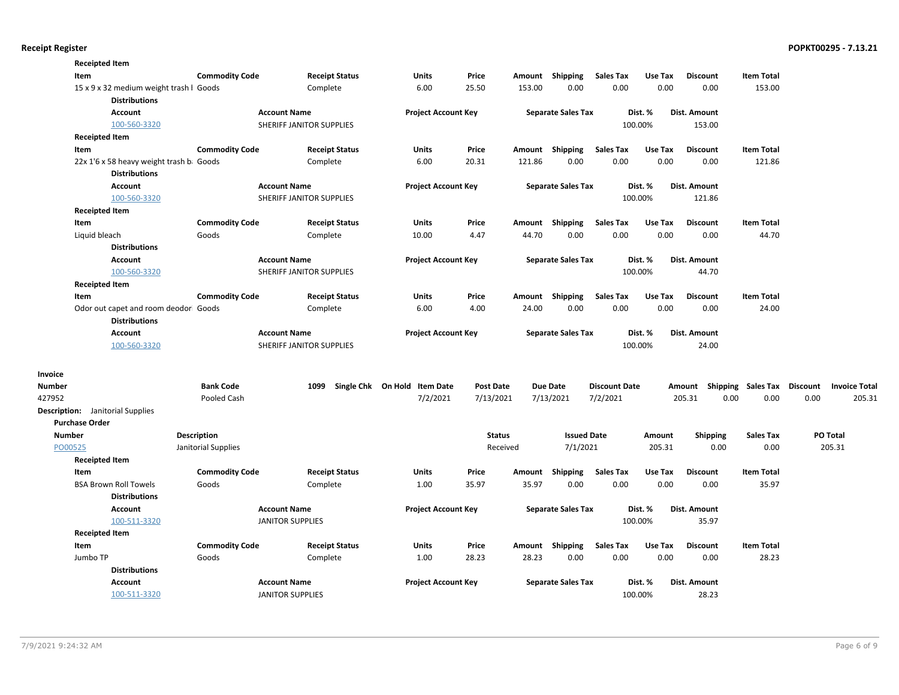**Receipted Item**

| Item | Commodity Code | Receipt Status | Units | Price | Amount | Shipping | Sales Tax | Use Tax | Discount | Item Total |
|---|---|---|---|---|---|---|---|---|---|---|
| 15 x 9 x 32 medium weight trash l | Goods | Complete | 6.00 | 25.50 | 153.00 | 0.00 | 0.00 | 0.00 | 0.00 | 153.00 |

**Distributions**

| Account | Account Name | Project Account Key | Separate Sales Tax | Dist. % | Dist. Amount |
|---|---|---|---|---|---|
| 100-560-3320 | SHERIFF JANITOR SUPPLIES | | | 100.00% | 153.00 |

**Receipted Item**

| Item | Commodity Code | Receipt Status | Units | Price | Amount | Shipping | Sales Tax | Use Tax | Discount | Item Total |
|---|---|---|---|---|---|---|---|---|---|---|
| 22x 1'6 x 58 heavy weight trash b | Goods | Complete | 6.00 | 20.31 | 121.86 | 0.00 | 0.00 | 0.00 | 0.00 | 121.86 |

**Distributions**

| Account | Account Name | Project Account Key | Separate Sales Tax | Dist. % | Dist. Amount |
|---|---|---|---|---|---|
| 100-560-3320 | SHERIFF JANITOR SUPPLIES | | | 100.00% | 121.86 |

**Receipted Item**

| Item | Commodity Code | Receipt Status | Units | Price | Amount | Shipping | Sales Tax | Use Tax | Discount | Item Total |
|---|---|---|---|---|---|---|---|---|---|---|
| Liquid bleach | Goods | Complete | 10.00 | 4.47 | 44.70 | 0.00 | 0.00 | 0.00 | 0.00 | 44.70 |

**Distributions**

| Account | Account Name | Project Account Key | Separate Sales Tax | Dist. % | Dist. Amount |
|---|---|---|---|---|---|
| 100-560-3320 | SHERIFF JANITOR SUPPLIES | | | 100.00% | 44.70 |

**Receipted Item**

| Item | Commodity Code | Receipt Status | Units | Price | Amount | Shipping | Sales Tax | Use Tax | Discount | Item Total |
|---|---|---|---|---|---|---|---|---|---|---|
| Odor out capet and room deodor | Goods | Complete | 6.00 | 4.00 | 24.00 | 0.00 | 0.00 | 0.00 | 0.00 | 24.00 |

**Distributions**

| Account | Account Name | Project Account Key | Separate Sales Tax | Dist. % | Dist. Amount |
|---|---|---|---|---|---|
| 100-560-3320 | SHERIFF JANITOR SUPPLIES | | | 100.00% | 24.00 |

**Invoice**

| Number | Bank Code | 1099 | Single Chk | On Hold | Item Date | Post Date | Due Date | Discount Date | Amount | Shipping | Sales Tax | Discount | Invoice Total |
|---|---|---|---|---|---|---|---|---|---|---|---|---|---|
| 427952 | Pooled Cash | | | | 7/2/2021 | 7/13/2021 | 7/13/2021 | 7/2/2021 | 205.31 | 0.00 | 0.00 | 0.00 | 205.31 |

**Description:** Janitorial Supplies

**Purchase Order**

| Number | Description | Status | Issued Date | Amount | Shipping | Sales Tax | PO Total |
|---|---|---|---|---|---|---|---|
| PO00525 | Janitorial Supplies | Received | 7/1/2021 | 205.31 | 0.00 | 0.00 | 205.31 |

**Receipted Item**

| Item | Commodity Code | Receipt Status | Units | Price | Amount | Shipping | Sales Tax | Use Tax | Discount | Item Total |
|---|---|---|---|---|---|---|---|---|---|---|
| BSA Brown Roll Towels | Goods | Complete | 1.00 | 35.97 | 35.97 | 0.00 | 0.00 | 0.00 | 0.00 | 35.97 |

**Distributions**

| Account | Account Name | Project Account Key | Separate Sales Tax | Dist. % | Dist. Amount |
|---|---|---|---|---|---|
| 100-511-3320 | JANITOR SUPPLIES | | | 100.00% | 35.97 |

**Receipted Item**

| Item | Commodity Code | Receipt Status | Units | Price | Amount | Shipping | Sales Tax | Use Tax | Discount | Item Total |
|---|---|---|---|---|---|---|---|---|---|---|
| Jumbo TP | Goods | Complete | 1.00 | 28.23 | 28.23 | 0.00 | 0.00 | 0.00 | 0.00 | 28.23 |

**Distributions**

| Account | Account Name | Project Account Key | Separate Sales Tax | Dist. % | Dist. Amount |
|---|---|---|---|---|---|
| 100-511-3320 | JANITOR SUPPLIES | | | 100.00% | 28.23 |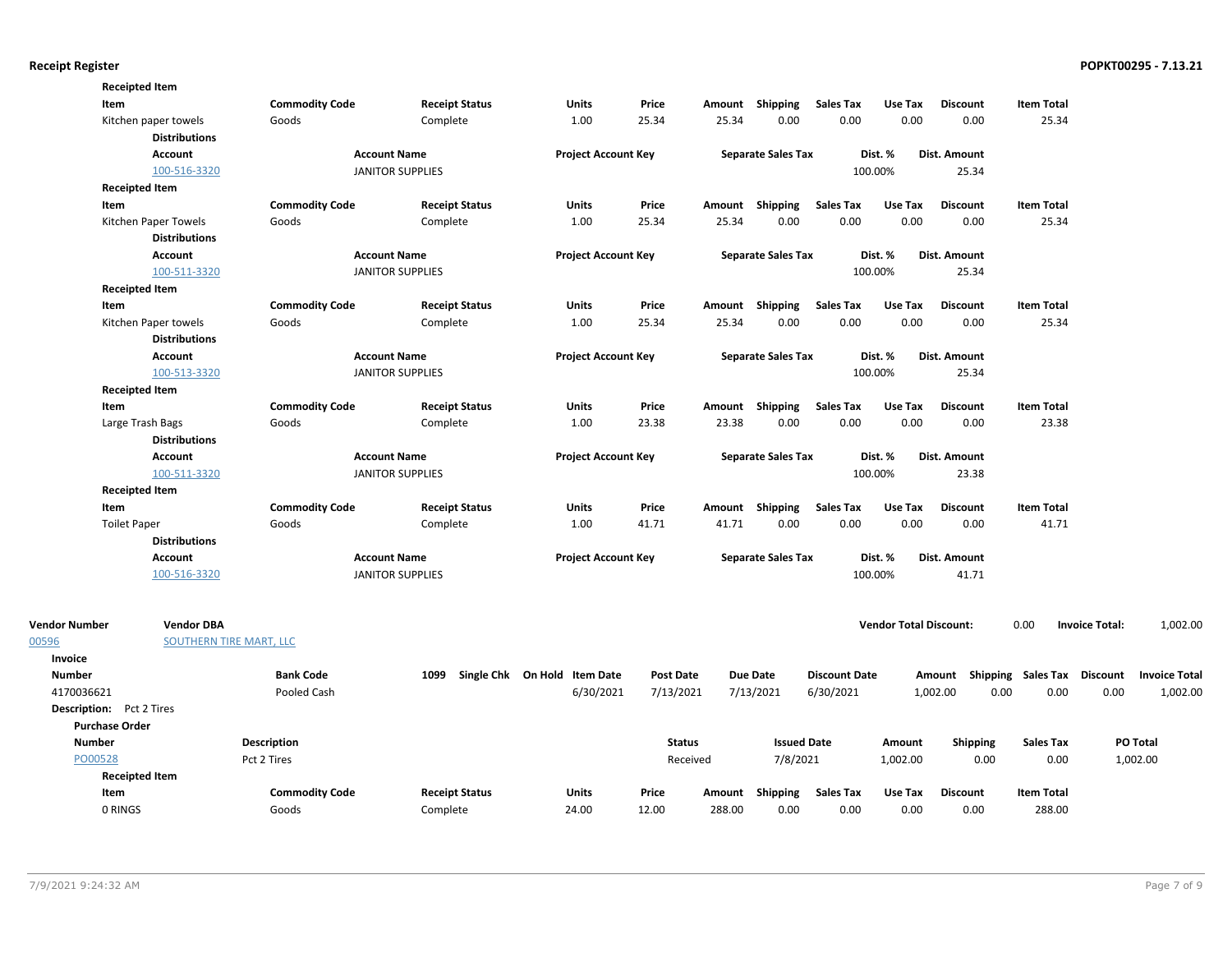**Receipted Item**

| Item | Commodity Code | Receipt Status | Units | Price | Amount | Shipping | Sales Tax | Use Tax | Discount | Item Total |
|---|---|---|---|---|---|---|---|---|---|---|
| Kitchen paper towels | Goods | Complete | 1.00 | 25.34 | 25.34 | 0.00 | 0.00 | 0.00 | 0.00 | 25.34 |

**Distributions**

| Account | Account Name | Project Account Key | Separate Sales Tax | Dist. % | Dist. Amount |
|---|---|---|---|---|---|
| 100-516-3320 | JANITOR SUPPLIES | | | 100.00% | 25.34 |

**Receipted Item**

| Item | Commodity Code | Receipt Status | Units | Price | Amount | Shipping | Sales Tax | Use Tax | Discount | Item Total |
|---|---|---|---|---|---|---|---|---|---|---|
| Kitchen Paper Towels | Goods | Complete | 1.00 | 25.34 | 25.34 | 0.00 | 0.00 | 0.00 | 0.00 | 25.34 |

**Distributions**

| Account | Account Name | Project Account Key | Separate Sales Tax | Dist. % | Dist. Amount |
|---|---|---|---|---|---|
| 100-511-3320 | JANITOR SUPPLIES | | | 100.00% | 25.34 |

**Receipted Item**

| Item | Commodity Code | Receipt Status | Units | Price | Amount | Shipping | Sales Tax | Use Tax | Discount | Item Total |
|---|---|---|---|---|---|---|---|---|---|---|
| Kitchen Paper towels | Goods | Complete | 1.00 | 25.34 | 25.34 | 0.00 | 0.00 | 0.00 | 0.00 | 25.34 |

**Distributions**

| Account | Account Name | Project Account Key | Separate Sales Tax | Dist. % | Dist. Amount |
|---|---|---|---|---|---|
| 100-513-3320 | JANITOR SUPPLIES | | | 100.00% | 25.34 |

**Receipted Item**

| Item | Commodity Code | Receipt Status | Units | Price | Amount | Shipping | Sales Tax | Use Tax | Discount | Item Total |
|---|---|---|---|---|---|---|---|---|---|---|
| Large Trash Bags | Goods | Complete | 1.00 | 23.38 | 23.38 | 0.00 | 0.00 | 0.00 | 0.00 | 23.38 |

**Distributions**

| Account | Account Name | Project Account Key | Separate Sales Tax | Dist. % | Dist. Amount |
|---|---|---|---|---|---|
| 100-511-3320 | JANITOR SUPPLIES | | | 100.00% | 23.38 |

**Receipted Item**

| Item | Commodity Code | Receipt Status | Units | Price | Amount | Shipping | Sales Tax | Use Tax | Discount | Item Total |
|---|---|---|---|---|---|---|---|---|---|---|
| Toilet Paper | Goods | Complete | 1.00 | 41.71 | 41.71 | 0.00 | 0.00 | 0.00 | 0.00 | 41.71 |

**Distributions**

| Account | Account Name | Project Account Key | Separate Sales Tax | Dist. % | Dist. Amount |
|---|---|---|---|---|---|
| 100-516-3320 | JANITOR SUPPLIES | | | 100.00% | 41.71 |

| Vendor Number | Vendor DBA | Vendor Total Discount: | Invoice Total: |
|---|---|---|---|
| 00596 | SOUTHERN TIRE MART, LLC | 0.00 | 1,002.00 |

**Invoice**

| Number | Bank Code | 1099 | Single Chk | On Hold | Item Date | Post Date | Due Date | Discount Date | Amount | Shipping | Sales Tax | Discount | Invoice Total |
|---|---|---|---|---|---|---|---|---|---|---|---|---|---|
| 4170036621 | Pooled Cash | | | | 6/30/2021 | 7/13/2021 | 7/13/2021 | 6/30/2021 | 1,002.00 | 0.00 | 0.00 | 0.00 | 1,002.00 |

**Description:** Pct 2 Tires

**Purchase Order**

| Number | Description | Status | Issued Date | Amount | Shipping | Sales Tax | PO Total |
|---|---|---|---|---|---|---|---|
| PO00528 | Pct 2 Tires | Received | 7/8/2021 | 1,002.00 | 0.00 | 0.00 | 1,002.00 |

**Receipted Item**

| Item | Commodity Code | Receipt Status | Units | Price | Amount | Shipping | Sales Tax | Use Tax | Discount | Item Total |
|---|---|---|---|---|---|---|---|---|---|---|
| 0 RINGS | Goods | Complete | 24.00 | 12.00 | 288.00 | 0.00 | 0.00 | 0.00 | 0.00 | 288.00 |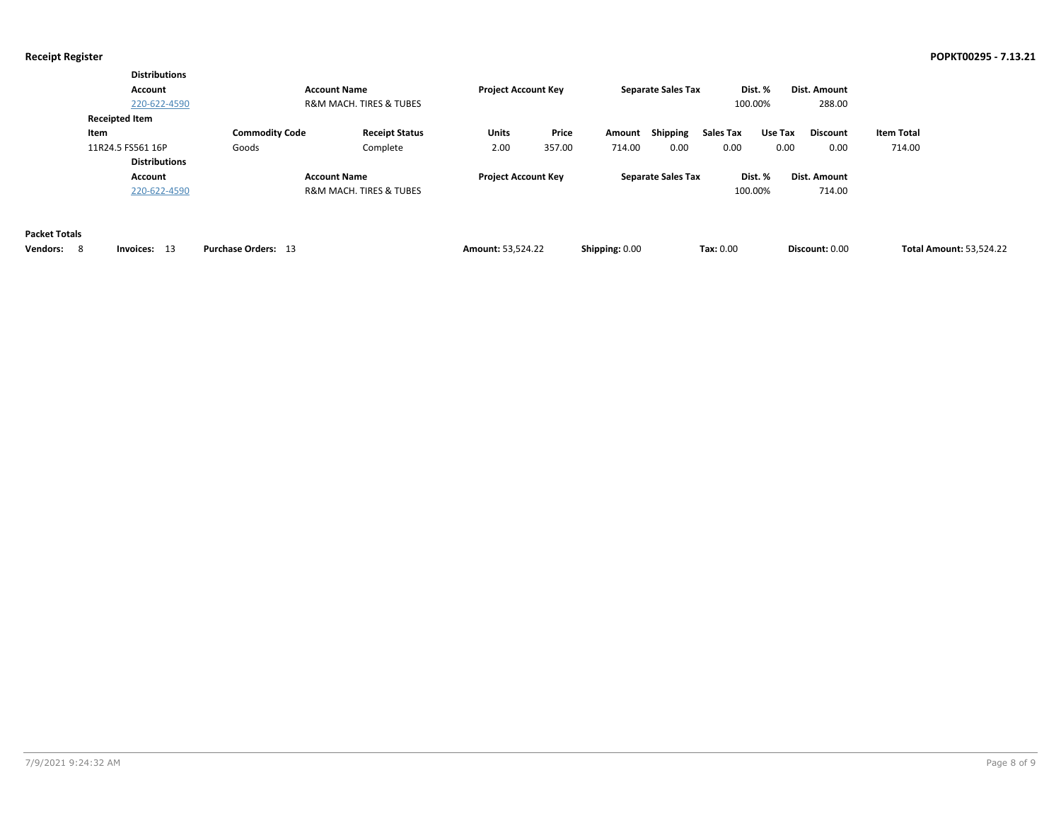# Receipt Register

**POPKT00295 - 7.13.21**

**Distributions**

| Account | Account Name | Project Account Key | Separate Sales Tax | Dist. % | Dist. Amount |
|---|---|---|---|---|---|
| 220-622-4590 | R&M MACH. TIRES & TUBES | | | 100.00% | 288.00 |

**Receipted Item**

| Item | Commodity Code | Receipt Status | Units | Price | Amount | Shipping | Sales Tax | Use Tax | Discount | Item Total |
|---|---|---|---|---|---|---|---|---|---|---|
| 11R24.5 FS561 16P | Goods | Complete | 2.00 | 357.00 | 714.00 | 0.00 | 0.00 | 0.00 | 0.00 | 714.00 |

**Distributions**

| Account | Account Name | Project Account Key | Separate Sales Tax | Dist. % | Dist. Amount |
|---|---|---|---|---|---|
| 220-622-4590 | R&M MACH. TIRES & TUBES | | | 100.00% | 714.00 |

**Packet Totals**

| Vendors: | Invoices: | Purchase Orders: | Amount: | Shipping: | Tax: | Discount: | Total Amount: |
|---|---|---|---|---|---|---|---|
| 8 | 13 | 13 | 53,524.22 | 0.00 | 0.00 | 0.00 | 53,524.22 |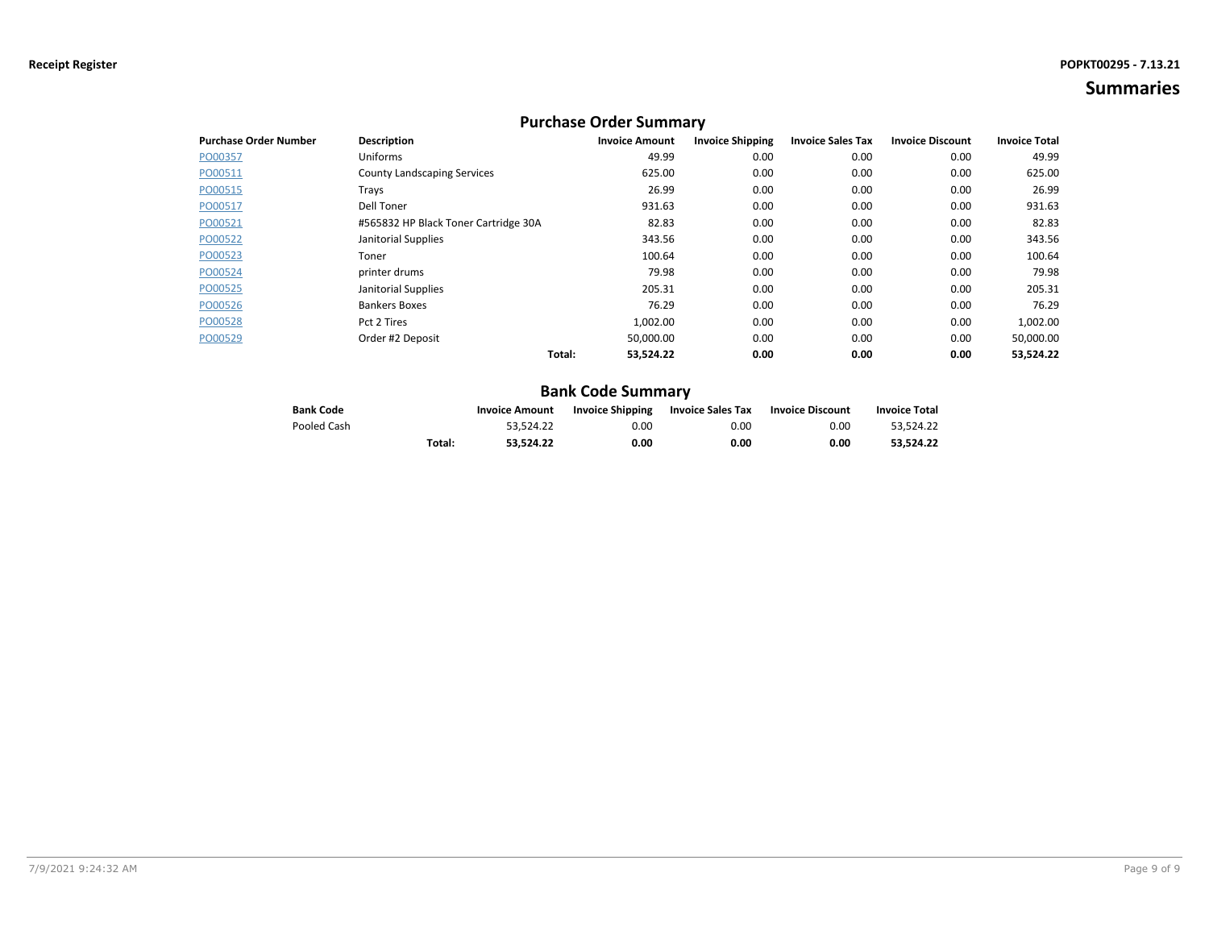**Receipt Register**

**POPKT00295 - 7.13.21**

# Summaries

## Purchase Order Summary

| Purchase Order Number | Description | Invoice Amount | Invoice Shipping | Invoice Sales Tax | Invoice Discount | Invoice Total |
|---|---|---|---|---|---|---|
| PO00357 | Uniforms | 49.99 | 0.00 | 0.00 | 0.00 | 49.99 |
| PO00511 | County Landscaping Services | 625.00 | 0.00 | 0.00 | 0.00 | 625.00 |
| PO00515 | Trays | 26.99 | 0.00 | 0.00 | 0.00 | 26.99 |
| PO00517 | Dell Toner | 931.63 | 0.00 | 0.00 | 0.00 | 931.63 |
| PO00521 | #565832 HP Black Toner Cartridge 30A | 82.83 | 0.00 | 0.00 | 0.00 | 82.83 |
| PO00522 | Janitorial Supplies | 343.56 | 0.00 | 0.00 | 0.00 | 343.56 |
| PO00523 | Toner | 100.64 | 0.00 | 0.00 | 0.00 | 100.64 |
| PO00524 | printer drums | 79.98 | 0.00 | 0.00 | 0.00 | 79.98 |
| PO00525 | Janitorial Supplies | 205.31 | 0.00 | 0.00 | 0.00 | 205.31 |
| PO00526 | Bankers Boxes | 76.29 | 0.00 | 0.00 | 0.00 | 76.29 |
| PO00528 | Pct 2 Tires | 1,002.00 | 0.00 | 0.00 | 0.00 | 1,002.00 |
| PO00529 | Order #2 Deposit | 50,000.00 | 0.00 | 0.00 | 0.00 | 50,000.00 |
| | **Total:** | **53,524.22** | **0.00** | **0.00** | **0.00** | **53,524.22** |

## Bank Code Summary

| Bank Code | | Invoice Amount | Invoice Shipping | Invoice Sales Tax | Invoice Discount | Invoice Total |
|---|---|---|---|---|---|---|
| Pooled Cash | | 53,524.22 | 0.00 | 0.00 | 0.00 | 53,524.22 |
| | **Total:** | **53,524.22** | **0.00** | **0.00** | **0.00** | **53,524.22** |

7/9/2021 9:24:32 AM